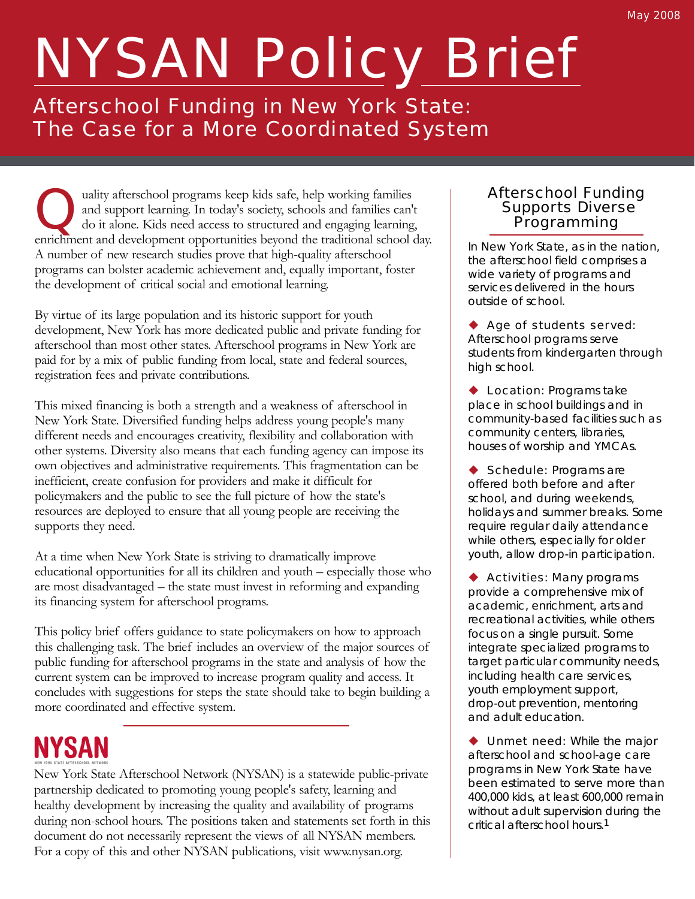May 2008

# NYSAN Policy Brief

## Afterschool Funding in New York State: The Case for a More Coordinated System

Quality afterschool programs keep kids safe, help working families and support learning. In today's society, schools and families can't do it alone. Kids need access to structured and engaging learning, enrichment and development opportunities beyond the traditional school day. A number of new research studies prove that high-quality afterschool programs can bolster academic achievement and, equally important, foster the development of critical social and emotional learning.

By virtue of its large population and its historic support for youth development, New York has more dedicated public and private funding for afterschool than most other states. Afterschool programs in New York are paid for by a mix of public funding from local, state and federal sources, registration fees and private contributions.

This mixed financing is both a strength and a weakness of afterschool in New York State. Diversified funding helps address young people's many different needs and encourages creativity, flexibility and collaboration with other systems. Diversity also means that each funding agency can impose its own objectives and administrative requirements. This fragmentation can be inefficient, create confusion for providers and make it difficult for policymakers and the public to see the full picture of how the state's resources are deployed to ensure that all young people are receiving the supports they need.

At a time when New York State is striving to dramatically improve educational opportunities for all its children and youth – especially those who are most disadvantaged – the state must invest in reforming and expanding its financing system for afterschool programs.

This policy brief offers guidance to state policymakers on how to approach this challenging task. The brief includes an overview of the major sources of public funding for afterschool programs in the state and analysis of how the current system can be improved to increase program quality and access. It concludes with suggestions for steps the state should take to begin building a more coordinated and effective system.

**NYSAN**
NEW YORK STATE AFTERSCHOOL NETWORK

New York State Afterschool Network (NYSAN) is a statewide public-private partnership dedicated to promoting young people's safety, learning and healthy development by increasing the quality and availability of programs during non-school hours. The positions taken and statements set forth in this document do not necessarily represent the views of all NYSAN members. For a copy of this and other NYSAN publications, visit www.nysan.org.

### Afterschool Funding Supports Diverse Programming

In New York State, as in the nation, the afterschool field comprises a wide variety of programs and services delivered in the hours outside of school.

- **Age of students served:** Afterschool programs serve students from kindergarten through high school.
- **Location:** Programs take place in school buildings and in community-based facilities such as community centers, libraries, houses of worship and YMCAs.
- **Schedule:** Programs are offered both before and after school, and during weekends, holidays and summer breaks. Some require regular daily attendance while others, especially for older youth, allow drop-in participation.
- **Activities:** Many programs provide a comprehensive mix of academic, enrichment, arts and recreational activities, while others focus on a single pursuit. Some integrate specialized programs to target particular community needs, including health care services, youth employment support, drop-out prevention, mentoring and adult education.
- **Unmet need:** While the major afterschool and school-age care programs in New York State have been estimated to serve more than 400,000 kids, at least 600,000 remain without adult supervision during the critical afterschool hours.[1]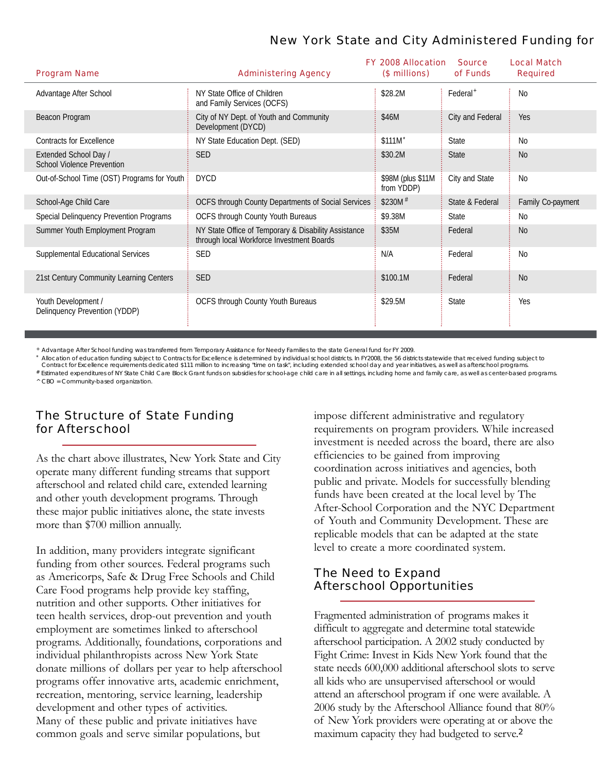## New York State and City Administered Funding for

| Program Name | Administering Agency | FY 2008 Allocation ($ millions) | Source of Funds | Local Match Required |
|---|---|---|---|---|
| Advantage After School | NY State Office of Children and Family Services (OCFS) | $28.2M | Federal[+] | No |
| Beacon Program | City of NY Dept. of Youth and Community Development (DYCD) | $46M | City and Federal | Yes |
| Contracts for Excellence | NY State Education Dept. (SED) | $111M[*] | State | No |
| Extended School Day / School Violence Prevention | SED | $30.2M | State | No |
| Out-of-School Time (OST) Programs for Youth | DYCD | $98M (plus $11M from YDDP) | City and State | No |
| School-Age Child Care | OCFS through County Departments of Social Services | $230M[#] | State & Federal | Family Co-payment |
| Special Delinquency Prevention Programs | OCFS through County Youth Bureaus | $9.38M | State | No |
| Summer Youth Employment Program | NY State Office of Temporary & Disability Assistance through local Workforce Investment Boards | $35M | Federal | No |
| Supplemental Educational Services | SED | N/A | Federal | No |
| 21st Century Community Learning Centers | SED | $100.1M | Federal | No |
| Youth Development / Delinquency Prevention (YDDP) | OCFS through County Youth Bureaus | $29.5M | State | Yes |

+ Advantage After School funding was transferred from Temporary Assistance for Needy Families to the state General fund for FY 2009.
* Allocation of education funding subject to Contracts for Excellence is determined by individual school districts. In FY2008, the 56 districts statewide that received funding subject to Contract for Excellence requirements dedicated $111 million to increasing "time on task", including extended school day and year initiatives, as well as afterschool programs.
# Estimated expenditures of NY State Child Care Block Grant funds on subsidies for school-age child care in all settings, including home and family care, as well as center-based programs.
^ CBO = Community-based organization.

## The Structure of State Funding for Afterschool

As the chart above illustrates, New York State and City operate many different funding streams that support afterschool and related child care, extended learning and other youth development programs. Through these major public initiatives alone, the state invests more than $700 million annually.

In addition, many providers integrate significant funding from other sources. Federal programs such as Americorps, Safe & Drug Free Schools and Child Care Food programs help provide key staffing, nutrition and other supports. Other initiatives for teen health services, drop-out prevention and youth employment are sometimes linked to afterschool programs. Additionally, foundations, corporations and individual philanthropists across New York State donate millions of dollars per year to help afterschool programs offer innovative arts, academic enrichment, recreation, mentoring, service learning, leadership development and other types of activities. Many of these public and private initiatives have common goals and serve similar populations, but impose different administrative and regulatory requirements on program providers. While increased investment is needed across the board, there are also efficiencies to be gained from improving coordination across initiatives and agencies, both public and private. Models for successfully blending funds have been created at the local level by The After-School Corporation and the NYC Department of Youth and Community Development. These are replicable models that can be adapted at the state level to create a more coordinated system.

## The Need to Expand Afterschool Opportunities

Fragmented administration of programs makes it difficult to aggregate and determine total statewide afterschool participation. A 2002 study conducted by Fight Crime: Invest in Kids New York found that the state needs 600,000 additional afterschool slots to serve all kids who are unsupervised afterschool or would attend an afterschool program if one were available. A 2006 study by the Afterschool Alliance found that 80% of New York providers were operating at or above the maximum capacity they had budgeted to serve.[2]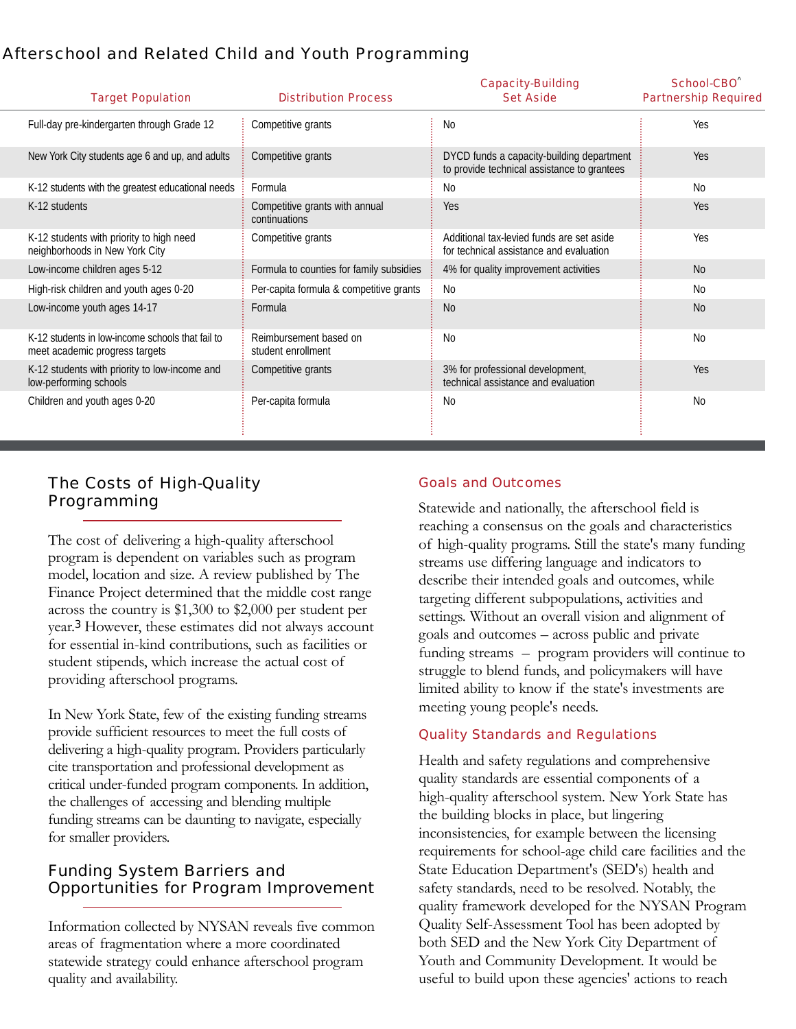## Afterschool and Related Child and Youth Programming

| Target Population | Distribution Process | Capacity-Building Set Aside | School-CBO^ Partnership Required |
|---|---|---|---|
| Full-day pre-kindergarten through Grade 12 | Competitive grants | No | Yes |
| New York City students age 6 and up, and adults | Competitive grants | DYCD funds a capacity-building department to provide technical assistance to grantees | Yes |
| K-12 students with the greatest educational needs | Formula | No | No |
| K-12 students | Competitive grants with annual continuations | Yes | Yes |
| K-12 students with priority to high need neighborhoods in New York City | Competitive grants | Additional tax-levied funds are set aside for technical assistance and evaluation | Yes |
| Low-income children ages 5-12 | Formula to counties for family subsidies | 4% for quality improvement activities | No |
| High-risk children and youth ages 0-20 | Per-capita formula & competitive grants | No | No |
| Low-income youth ages 14-17 | Formula | No | No |
| K-12 students in low-income schools that fail to meet academic progress targets | Reimbursement based on student enrollment | No | No |
| K-12 students with priority to low-income and low-performing schools | Competitive grants | 3% for professional development, technical assistance and evaluation | Yes |
| Children and youth ages 0-20 | Per-capita formula | No | No |

### The Costs of High-Quality Programming

The cost of delivering a high-quality afterschool program is dependent on variables such as program model, location and size. A review published by The Finance Project determined that the middle cost range across the country is $1,300 to $2,000 per student per year.[3] However, these estimates did not always account for essential in-kind contributions, such as facilities or student stipends, which increase the actual cost of providing afterschool programs.

In New York State, few of the existing funding streams provide sufficient resources to meet the full costs of delivering a high-quality program. Providers particularly cite transportation and professional development as critical under-funded program components. In addition, the challenges of accessing and blending multiple funding streams can be daunting to navigate, especially for smaller providers.

### Funding System Barriers and Opportunities for Program Improvement

Information collected by NYSAN reveals five common areas of fragmentation where a more coordinated statewide strategy could enhance afterschool program quality and availability.

#### Goals and Outcomes

Statewide and nationally, the afterschool field is reaching a consensus on the goals and characteristics of high-quality programs. Still the state's many funding streams use differing language and indicators to describe their intended goals and outcomes, while targeting different subpopulations, activities and settings. Without an overall vision and alignment of goals and outcomes – across public and private funding streams – program providers will continue to struggle to blend funds, and policymakers will have limited ability to know if the state's investments are meeting young people's needs.

#### Quality Standards and Regulations

Health and safety regulations and comprehensive quality standards are essential components of a high-quality afterschool system. New York State has the building blocks in place, but lingering inconsistencies, for example between the licensing requirements for school-age child care facilities and the State Education Department's (SED's) health and safety standards, need to be resolved. Notably, the quality framework developed for the NYSAN Program Quality Self-Assessment Tool has been adopted by both SED and the New York City Department of Youth and Community Development. It would be useful to build upon these agencies' actions to reach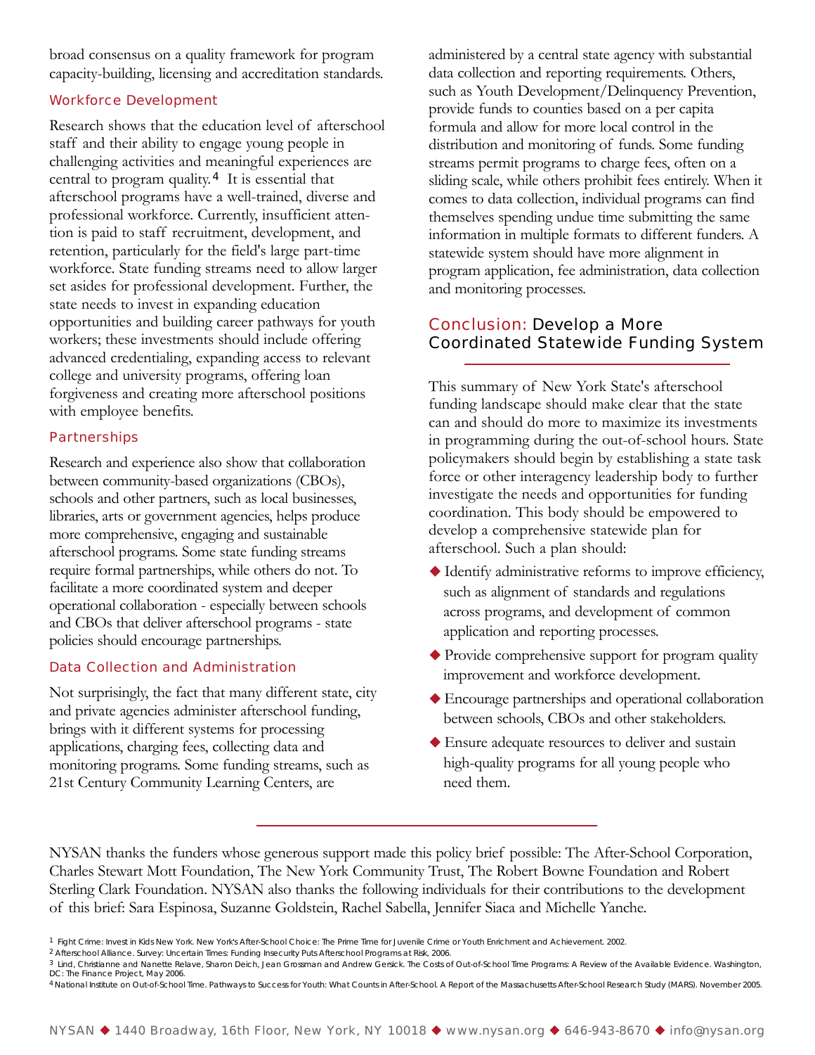broad consensus on a quality framework for program capacity-building, licensing and accreditation standards.

### Workforce Development

Research shows that the education level of afterschool staff and their ability to engage young people in challenging activities and meaningful experiences are central to program quality.[4] It is essential that afterschool programs have a well-trained, diverse and professional workforce. Currently, insufficient attention is paid to staff recruitment, development, and retention, particularly for the field's large part-time workforce. State funding streams need to allow larger set asides for professional development. Further, the state needs to invest in expanding education opportunities and building career pathways for youth workers; these investments should include offering advanced credentialing, expanding access to relevant college and university programs, offering loan forgiveness and creating more afterschool positions with employee benefits.

### Partnerships

Research and experience also show that collaboration between community-based organizations (CBOs), schools and other partners, such as local businesses, libraries, arts or government agencies, helps produce more comprehensive, engaging and sustainable afterschool programs. Some state funding streams require formal partnerships, while others do not. To facilitate a more coordinated system and deeper operational collaboration - especially between schools and CBOs that deliver afterschool programs - state policies should encourage partnerships.

### Data Collection and Administration

Not surprisingly, the fact that many different state, city and private agencies administer afterschool funding, brings with it different systems for processing applications, charging fees, collecting data and monitoring programs. Some funding streams, such as 21st Century Community Learning Centers, are administered by a central state agency with substantial data collection and reporting requirements. Others, such as Youth Development/Delinquency Prevention, provide funds to counties based on a per capita formula and allow for more local control in the distribution and monitoring of funds. Some funding streams permit programs to charge fees, often on a sliding scale, while others prohibit fees entirely. When it comes to data collection, individual programs can find themselves spending undue time submitting the same information in multiple formats to different funders. A statewide system should have more alignment in program application, fee administration, data collection and monitoring processes.

## Conclusion: Develop a More Coordinated Statewide Funding System

This summary of New York State's afterschool funding landscape should make clear that the state can and should do more to maximize its investments in programming during the out-of-school hours. State policymakers should begin by establishing a state task force or other interagency leadership body to further investigate the needs and opportunities for funding coordination. This body should be empowered to develop a comprehensive statewide plan for afterschool. Such a plan should:

- Identify administrative reforms to improve efficiency, such as alignment of standards and regulations across programs, and development of common application and reporting processes.
- Provide comprehensive support for program quality improvement and workforce development.
- Encourage partnerships and operational collaboration between schools, CBOs and other stakeholders.
- Ensure adequate resources to deliver and sustain high-quality programs for all young people who need them.

---

NYSAN thanks the funders whose generous support made this policy brief possible: The After-School Corporation, Charles Stewart Mott Foundation, The New York Community Trust, The Robert Bowne Foundation and Robert Sterling Clark Foundation. NYSAN also thanks the following individuals for their contributions to the development of this brief: Sara Espinosa, Suzanne Goldstein, Rachel Sabella, Jennifer Siaca and Michelle Yanche.

[1] Fight Crime: Invest in Kids New York. New York's After-School Choice: The Prime Time for Juvenile Crime or Youth Enrichment and Achievement. 2002.

[2] Afterschool Alliance. Survey: Uncertain Times: Funding Insecurity Puts Afterschool Programs at Risk, 2006.

[3] Lind, Christianne and Nanette Relave, Sharon Deich, Jean Grossman and Andrew Gersick. The Costs of Out-of-School Time Programs: A Review of the Available Evidence. Washington, DC: The Finance Project, May 2006.

[4] National Institute on Out-of-School Time. Pathways to Success for Youth: What Counts in After-School. A Report of the Massachusetts After-School Research Study (MARS). November 2005.

NYSAN ◆ 1440 Broadway, 16th Floor, New York, NY 10018 ◆ www.nysan.org ◆ 646-943-8670 ◆ info@nysan.org